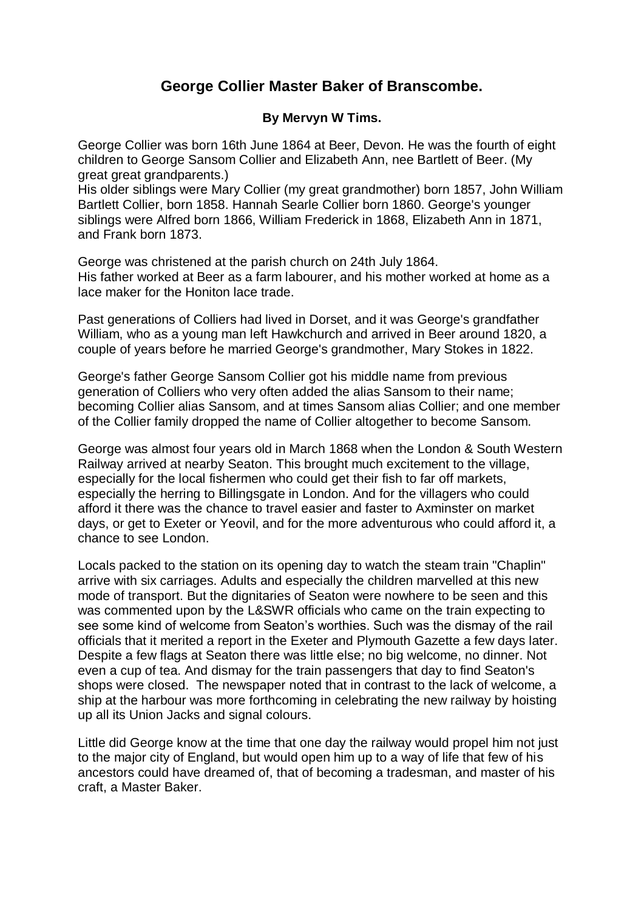# George Collier Master Baker of Branscombe.

**By Mervyn W Tims.**

George Collier was born 16th June 1864 at Beer, Devon. He was the fourth of eight children to George Sansom Collier and Elizabeth Ann, nee Bartlett of Beer. (My great great grandparents.)
His older siblings were Mary Collier (my great grandmother) born 1857, John William Bartlett Collier, born 1858. Hannah Searle Collier born 1860. George's younger siblings were Alfred born 1866, William Frederick in 1868, Elizabeth Ann in 1871, and Frank born 1873.

George was christened at the parish church on 24th July 1864.
His father worked at Beer as a farm labourer, and his mother worked at home as a lace maker for the Honiton lace trade.

Past generations of Colliers had lived in Dorset, and it was George's grandfather William, who as a young man left Hawkchurch and arrived in Beer around 1820, a couple of years before he married George's grandmother, Mary Stokes in 1822.

George's father George Sansom Collier got his middle name from previous generation of Colliers who very often added the alias Sansom to their name; becoming Collier alias Sansom, and at times Sansom alias Collier; and one member of the Collier family dropped the name of Collier altogether to become Sansom.

George was almost four years old in March 1868 when the London & South Western Railway arrived at nearby Seaton. This brought much excitement to the village, especially for the local fishermen who could get their fish to far off markets, especially the herring to Billingsgate in London. And for the villagers who could afford it there was the chance to travel easier and faster to Axminster on market days, or get to Exeter or Yeovil, and for the more adventurous who could afford it, a chance to see London.

Locals packed to the station on its opening day to watch the steam train "Chaplin" arrive with six carriages. Adults and especially the children marvelled at this new mode of transport. But the dignitaries of Seaton were nowhere to be seen and this was commented upon by the L&SWR officials who came on the train expecting to see some kind of welcome from Seaton's worthies. Such was the dismay of the rail officials that it merited a report in the Exeter and Plymouth Gazette a few days later. Despite a few flags at Seaton there was little else; no big welcome, no dinner. Not even a cup of tea. And dismay for the train passengers that day to find Seaton's shops were closed. The newspaper noted that in contrast to the lack of welcome, a ship at the harbour was more forthcoming in celebrating the new railway by hoisting up all its Union Jacks and signal colours.

Little did George know at the time that one day the railway would propel him not just to the major city of England, but would open him up to a way of life that few of his ancestors could have dreamed of, that of becoming a tradesman, and master of his craft, a Master Baker.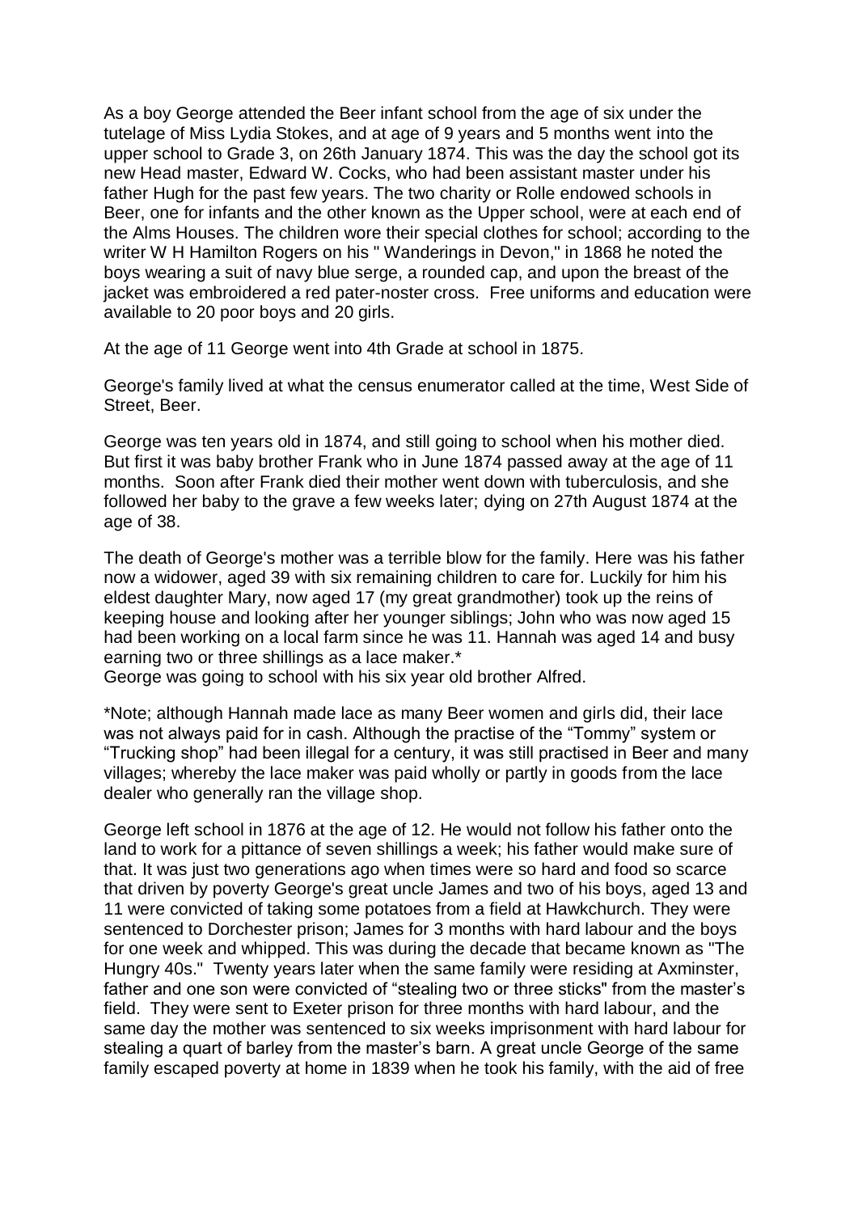As a boy George attended the Beer infant school from the age of six under the tutelage of Miss Lydia Stokes, and at age of 9 years and 5 months went into the upper school to Grade 3, on 26th January 1874. This was the day the school got its new Head master, Edward W. Cocks, who had been assistant master under his father Hugh for the past few years. The two charity or Rolle endowed schools in Beer, one for infants and the other known as the Upper school, were at each end of the Alms Houses. The children wore their special clothes for school; according to the writer W H Hamilton Rogers on his " Wanderings in Devon," in 1868 he noted the boys wearing a suit of navy blue serge, a rounded cap, and upon the breast of the jacket was embroidered a red pater-noster cross. Free uniforms and education were available to 20 poor boys and 20 girls.

At the age of 11 George went into 4th Grade at school in 1875.

George's family lived at what the census enumerator called at the time, West Side of Street, Beer.

George was ten years old in 1874, and still going to school when his mother died. But first it was baby brother Frank who in June 1874 passed away at the age of 11 months. Soon after Frank died their mother went down with tuberculosis, and she followed her baby to the grave a few weeks later; dying on 27th August 1874 at the age of 38.

The death of George's mother was a terrible blow for the family. Here was his father now a widower, aged 39 with six remaining children to care for. Luckily for him his eldest daughter Mary, now aged 17 (my great grandmother) took up the reins of keeping house and looking after her younger siblings; John who was now aged 15 had been working on a local farm since he was 11. Hannah was aged 14 and busy earning two or three shillings as a lace maker.*
George was going to school with his six year old brother Alfred.

*Note; although Hannah made lace as many Beer women and girls did, their lace was not always paid for in cash. Although the practise of the "Tommy" system or "Trucking shop" had been illegal for a century, it was still practised in Beer and many villages; whereby the lace maker was paid wholly or partly in goods from the lace dealer who generally ran the village shop.

George left school in 1876 at the age of 12. He would not follow his father onto the land to work for a pittance of seven shillings a week; his father would make sure of that. It was just two generations ago when times were so hard and food so scarce that driven by poverty George's great uncle James and two of his boys, aged 13 and 11 were convicted of taking some potatoes from a field at Hawkchurch. They were sentenced to Dorchester prison; James for 3 months with hard labour and the boys for one week and whipped. This was during the decade that became known as "The Hungry 40s." Twenty years later when the same family were residing at Axminster, father and one son were convicted of "stealing two or three sticks" from the master's field. They were sent to Exeter prison for three months with hard labour, and the same day the mother was sentenced to six weeks imprisonment with hard labour for stealing a quart of barley from the master's barn. A great uncle George of the same family escaped poverty at home in 1839 when he took his family, with the aid of free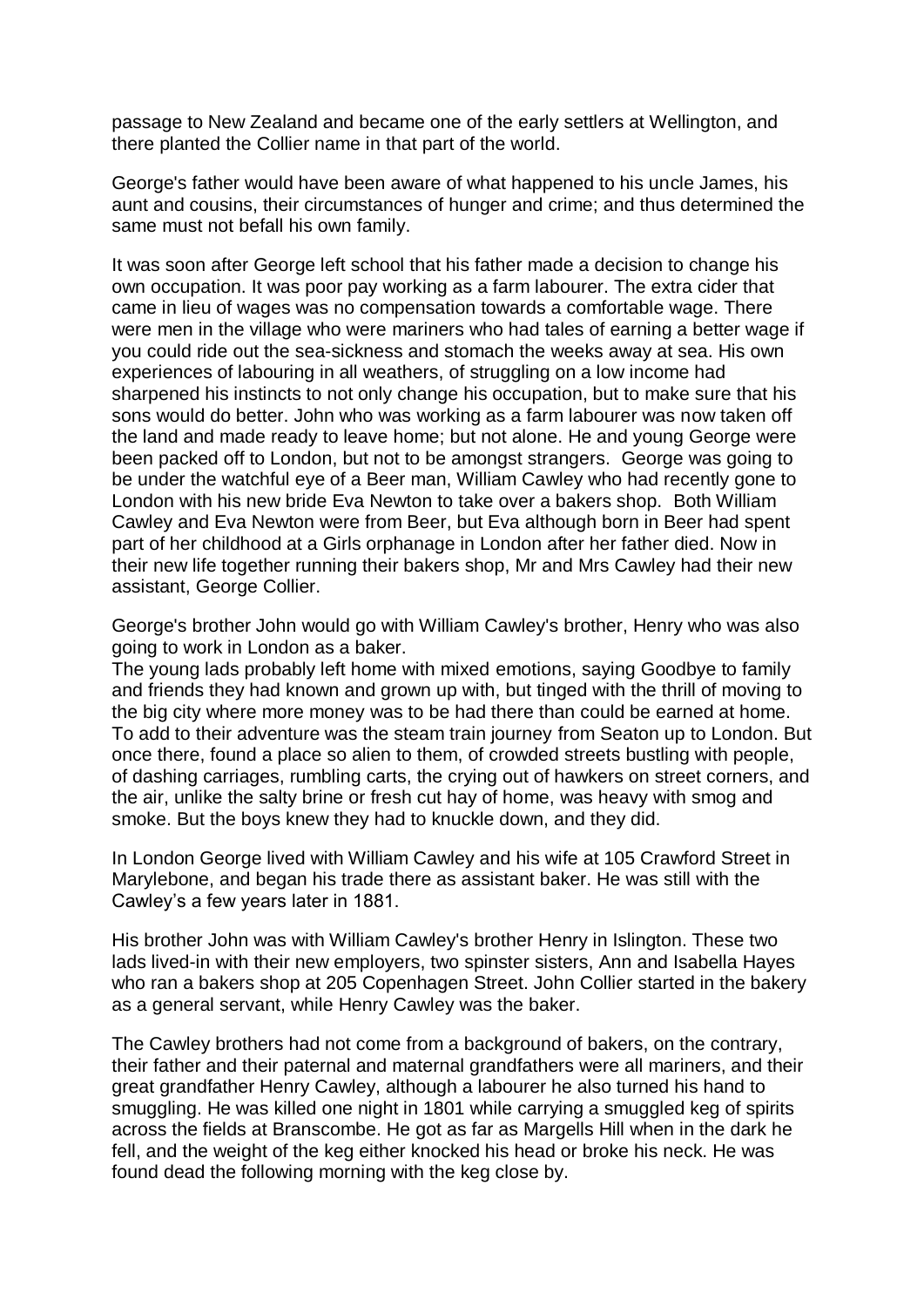passage to New Zealand and became one of the early settlers at Wellington, and there planted the Collier name in that part of the world.

George's father would have been aware of what happened to his uncle James, his aunt and cousins, their circumstances of hunger and crime; and thus determined the same must not befall his own family.

It was soon after George left school that his father made a decision to change his own occupation. It was poor pay working as a farm labourer. The extra cider that came in lieu of wages was no compensation towards a comfortable wage. There were men in the village who were mariners who had tales of earning a better wage if you could ride out the sea-sickness and stomach the weeks away at sea. His own experiences of labouring in all weathers, of struggling on a low income had sharpened his instincts to not only change his occupation, but to make sure that his sons would do better. John who was working as a farm labourer was now taken off the land and made ready to leave home; but not alone. He and young George were been packed off to London, but not to be amongst strangers. George was going to be under the watchful eye of a Beer man, William Cawley who had recently gone to London with his new bride Eva Newton to take over a bakers shop. Both William Cawley and Eva Newton were from Beer, but Eva although born in Beer had spent part of her childhood at a Girls orphanage in London after her father died. Now in their new life together running their bakers shop, Mr and Mrs Cawley had their new assistant, George Collier.

George's brother John would go with William Cawley's brother, Henry who was also going to work in London as a baker.
The young lads probably left home with mixed emotions, saying Goodbye to family and friends they had known and grown up with, but tinged with the thrill of moving to the big city where more money was to be had there than could be earned at home. To add to their adventure was the steam train journey from Seaton up to London. But once there, found a place so alien to them, of crowded streets bustling with people, of dashing carriages, rumbling carts, the crying out of hawkers on street corners, and the air, unlike the salty brine or fresh cut hay of home, was heavy with smog and smoke. But the boys knew they had to knuckle down, and they did.

In London George lived with William Cawley and his wife at 105 Crawford Street in Marylebone, and began his trade there as assistant baker. He was still with the Cawley's a few years later in 1881.

His brother John was with William Cawley's brother Henry in Islington. These two lads lived-in with their new employers, two spinster sisters, Ann and Isabella Hayes who ran a bakers shop at 205 Copenhagen Street. John Collier started in the bakery as a general servant, while Henry Cawley was the baker.

The Cawley brothers had not come from a background of bakers, on the contrary, their father and their paternal and maternal grandfathers were all mariners, and their great grandfather Henry Cawley, although a labourer he also turned his hand to smuggling. He was killed one night in 1801 while carrying a smuggled keg of spirits across the fields at Branscombe. He got as far as Margells Hill when in the dark he fell, and the weight of the keg either knocked his head or broke his neck. He was found dead the following morning with the keg close by.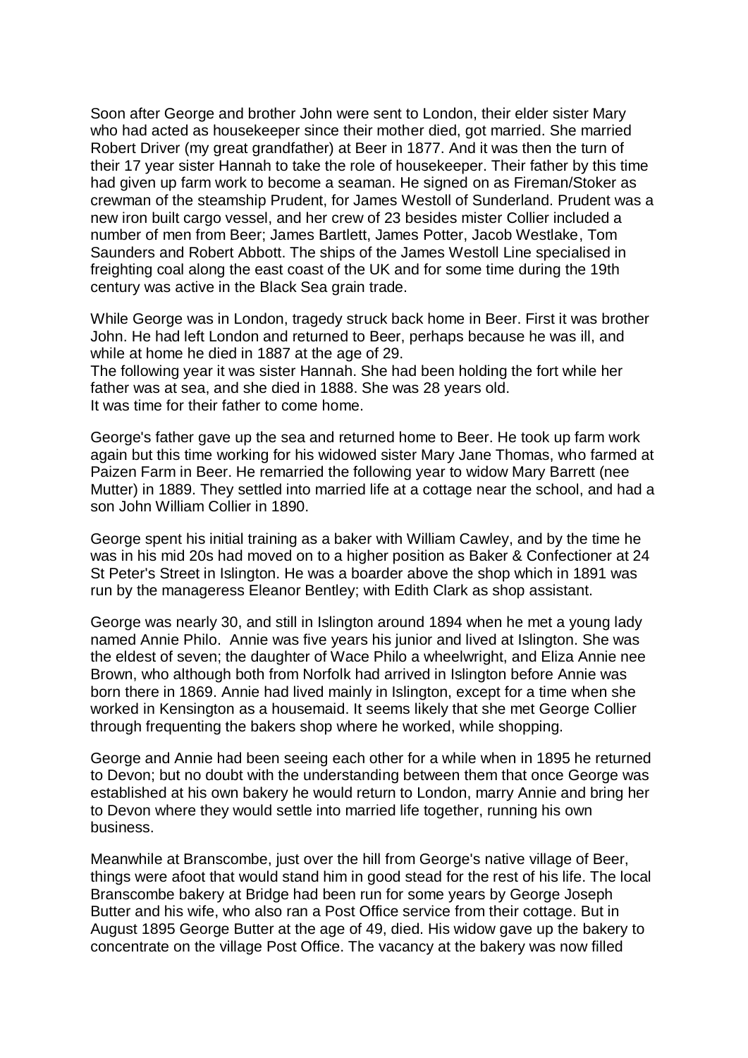Soon after George and brother John were sent to London, their elder sister Mary who had acted as housekeeper since their mother died, got married. She married Robert Driver (my great grandfather) at Beer in 1877. And it was then the turn of their 17 year sister Hannah to take the role of housekeeper. Their father by this time had given up farm work to become a seaman. He signed on as Fireman/Stoker as crewman of the steamship Prudent, for James Westoll of Sunderland. Prudent was a new iron built cargo vessel, and her crew of 23 besides mister Collier included a number of men from Beer; James Bartlett, James Potter, Jacob Westlake, Tom Saunders and Robert Abbott. The ships of the James Westoll Line specialised in freighting coal along the east coast of the UK and for some time during the 19th century was active in the Black Sea grain trade.

While George was in London, tragedy struck back home in Beer. First it was brother John. He had left London and returned to Beer, perhaps because he was ill, and while at home he died in 1887 at the age of 29.
The following year it was sister Hannah. She had been holding the fort while her father was at sea, and she died in 1888. She was 28 years old.
It was time for their father to come home.

George's father gave up the sea and returned home to Beer. He took up farm work again but this time working for his widowed sister Mary Jane Thomas, who farmed at Paizen Farm in Beer. He remarried the following year to widow Mary Barrett (nee Mutter) in 1889. They settled into married life at a cottage near the school, and had a son John William Collier in 1890.

George spent his initial training as a baker with William Cawley, and by the time he was in his mid 20s had moved on to a higher position as Baker & Confectioner at 24 St Peter's Street in Islington. He was a boarder above the shop which in 1891 was run by the manageress Eleanor Bentley; with Edith Clark as shop assistant.

George was nearly 30, and still in Islington around 1894 when he met a young lady named Annie Philo. Annie was five years his junior and lived at Islington. She was the eldest of seven; the daughter of Wace Philo a wheelwright, and Eliza Annie nee Brown, who although both from Norfolk had arrived in Islington before Annie was born there in 1869. Annie had lived mainly in Islington, except for a time when she worked in Kensington as a housemaid. It seems likely that she met George Collier through frequenting the bakers shop where he worked, while shopping.

George and Annie had been seeing each other for a while when in 1895 he returned to Devon; but no doubt with the understanding between them that once George was established at his own bakery he would return to London, marry Annie and bring her to Devon where they would settle into married life together, running his own business.

Meanwhile at Branscombe, just over the hill from George's native village of Beer, things were afoot that would stand him in good stead for the rest of his life. The local Branscombe bakery at Bridge had been run for some years by George Joseph Butter and his wife, who also ran a Post Office service from their cottage. But in August 1895 George Butter at the age of 49, died. His widow gave up the bakery to concentrate on the village Post Office. The vacancy at the bakery was now filled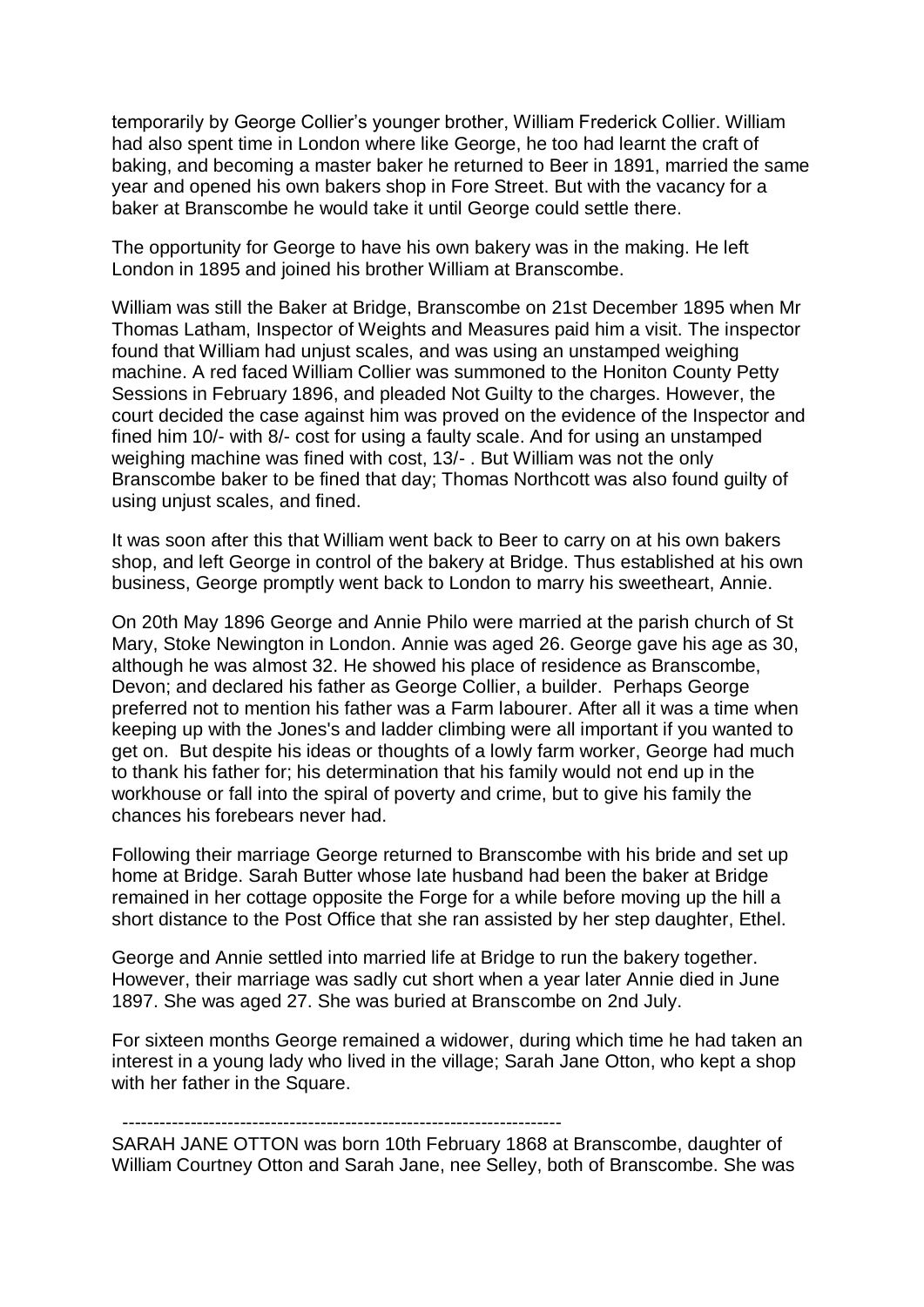temporarily by George Collier's younger brother, William Frederick Collier. William had also spent time in London where like George, he too had learnt the craft of baking, and becoming a master baker he returned to Beer in 1891, married the same year and opened his own bakers shop in Fore Street. But with the vacancy for a baker at Branscombe he would take it until George could settle there.

The opportunity for George to have his own bakery was in the making. He left London in 1895 and joined his brother William at Branscombe.

William was still the Baker at Bridge, Branscombe on 21st December 1895 when Mr Thomas Latham, Inspector of Weights and Measures paid him a visit. The inspector found that William had unjust scales, and was using an unstamped weighing machine. A red faced William Collier was summoned to the Honiton County Petty Sessions in February 1896, and pleaded Not Guilty to the charges. However, the court decided the case against him was proved on the evidence of the Inspector and fined him 10/- with 8/- cost for using a faulty scale. And for using an unstamped weighing machine was fined with cost, 13/- . But William was not the only Branscombe baker to be fined that day; Thomas Northcott was also found guilty of using unjust scales, and fined.

It was soon after this that William went back to Beer to carry on at his own bakers shop, and left George in control of the bakery at Bridge. Thus established at his own business, George promptly went back to London to marry his sweetheart, Annie.

On 20th May 1896 George and Annie Philo were married at the parish church of St Mary, Stoke Newington in London. Annie was aged 26. George gave his age as 30, although he was almost 32. He showed his place of residence as Branscombe, Devon; and declared his father as George Collier, a builder. Perhaps George preferred not to mention his father was a Farm labourer. After all it was a time when keeping up with the Jones's and ladder climbing were all important if you wanted to get on. But despite his ideas or thoughts of a lowly farm worker, George had much to thank his father for; his determination that his family would not end up in the workhouse or fall into the spiral of poverty and crime, but to give his family the chances his forebears never had.

Following their marriage George returned to Branscombe with his bride and set up home at Bridge. Sarah Butter whose late husband had been the baker at Bridge remained in her cottage opposite the Forge for a while before moving up the hill a short distance to the Post Office that she ran assisted by her step daughter, Ethel.

George and Annie settled into married life at Bridge to run the bakery together. However, their marriage was sadly cut short when a year later Annie died in June 1897. She was aged 27. She was buried at Branscombe on 2nd July.

For sixteen months George remained a widower, during which time he had taken an interest in a young lady who lived in the village; Sarah Jane Otton, who kept a shop with her father in the Square.

---

SARAH JANE OTTON was born 10th February 1868 at Branscombe, daughter of William Courtney Otton and Sarah Jane, nee Selley, both of Branscombe. She was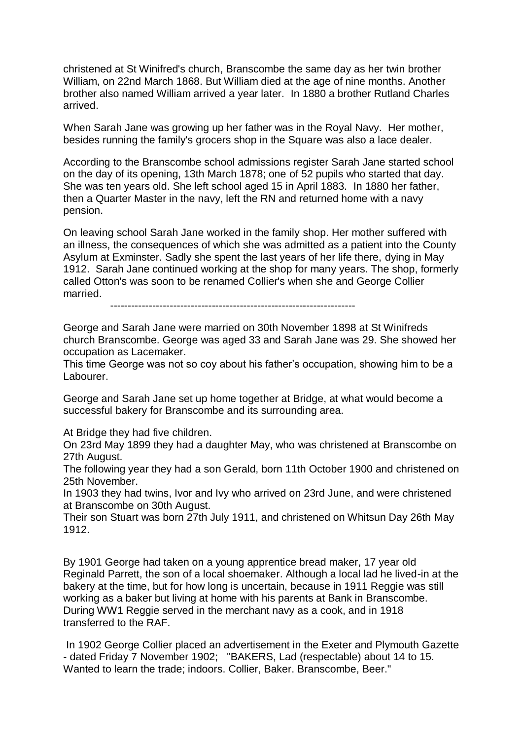christened at St Winifred's church, Branscombe the same day as her twin brother William, on 22nd March 1868. But William died at the age of nine months. Another brother also named William arrived a year later. In 1880 a brother Rutland Charles arrived.

When Sarah Jane was growing up her father was in the Royal Navy. Her mother, besides running the family's grocers shop in the Square was also a lace dealer.

According to the Branscombe school admissions register Sarah Jane started school on the day of its opening, 13th March 1878; one of 52 pupils who started that day. She was ten years old. She left school aged 15 in April 1883. In 1880 her father, then a Quarter Master in the navy, left the RN and returned home with a navy pension.

On leaving school Sarah Jane worked in the family shop. Her mother suffered with an illness, the consequences of which she was admitted as a patient into the County Asylum at Exminster. Sadly she spent the last years of her life there, dying in May 1912. Sarah Jane continued working at the shop for many years. The shop, formerly called Otton's was soon to be renamed Collier's when she and George Collier married.

---

George and Sarah Jane were married on 30th November 1898 at St Winifreds church Branscombe. George was aged 33 and Sarah Jane was 29. She showed her occupation as Lacemaker.

This time George was not so coy about his father's occupation, showing him to be a Labourer.

George and Sarah Jane set up home together at Bridge, at what would become a successful bakery for Branscombe and its surrounding area.

At Bridge they had five children.

On 23rd May 1899 they had a daughter May, who was christened at Branscombe on 27th August.

The following year they had a son Gerald, born 11th October 1900 and christened on 25th November.

In 1903 they had twins, Ivor and Ivy who arrived on 23rd June, and were christened at Branscombe on 30th August.

Their son Stuart was born 27th July 1911, and christened on Whitsun Day 26th May 1912.

By 1901 George had taken on a young apprentice bread maker, 17 year old Reginald Parrett, the son of a local shoemaker. Although a local lad he lived-in at the bakery at the time, but for how long is uncertain, because in 1911 Reggie was still working as a baker but living at home with his parents at Bank in Branscombe. During WW1 Reggie served in the merchant navy as a cook, and in 1918 transferred to the RAF.

In 1902 George Collier placed an advertisement in the Exeter and Plymouth Gazette - dated Friday 7 November 1902; "BAKERS, Lad (respectable) about 14 to 15. Wanted to learn the trade; indoors. Collier, Baker. Branscombe, Beer."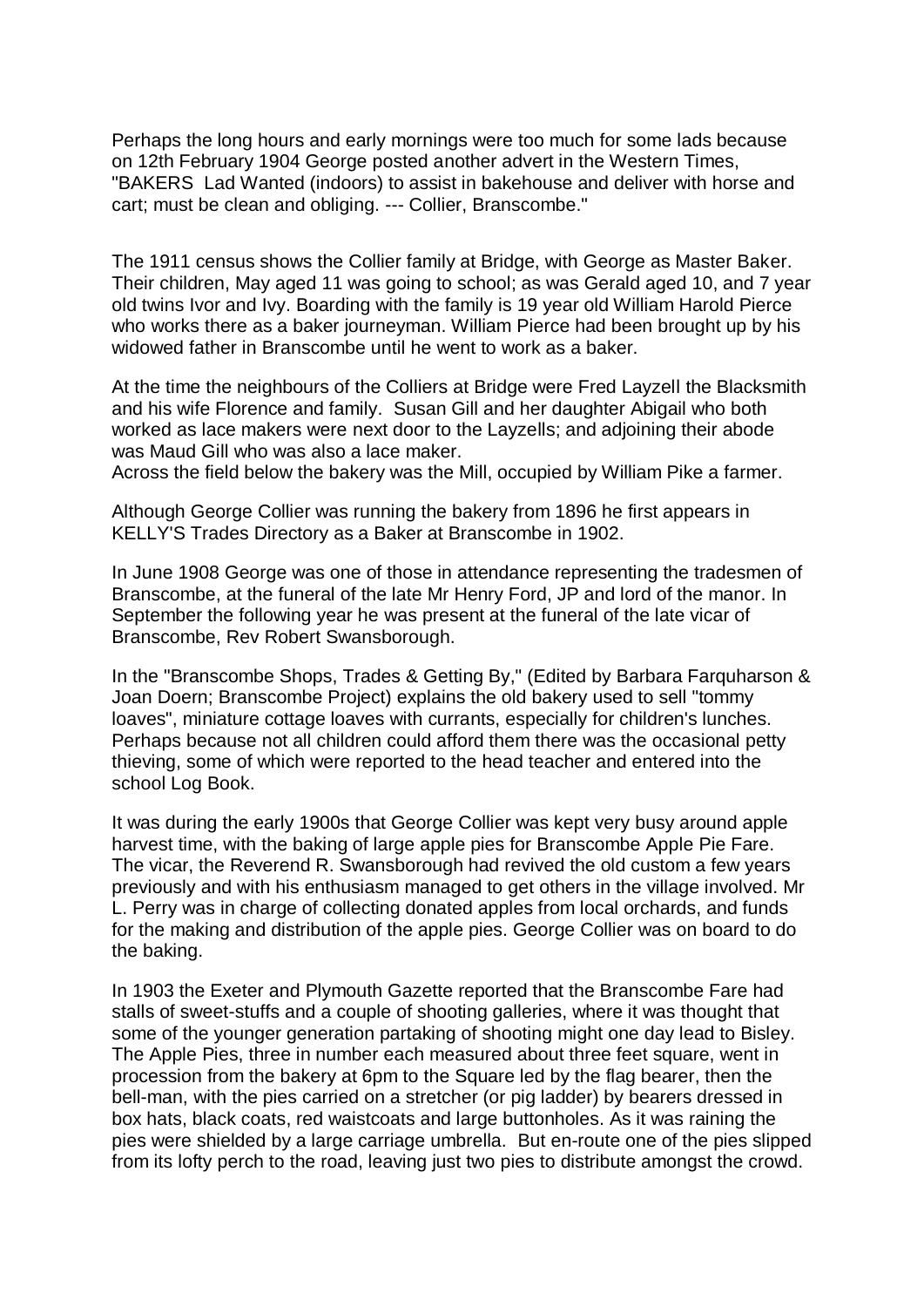Perhaps the long hours and early mornings were too much for some lads because on 12th February 1904 George posted another advert in the Western Times, "BAKERS Lad Wanted (indoors) to assist in bakehouse and deliver with horse and cart; must be clean and obliging. --- Collier, Branscombe."

The 1911 census shows the Collier family at Bridge, with George as Master Baker. Their children, May aged 11 was going to school; as was Gerald aged 10, and 7 year old twins Ivor and Ivy. Boarding with the family is 19 year old William Harold Pierce who works there as a baker journeyman. William Pierce had been brought up by his widowed father in Branscombe until he went to work as a baker.

At the time the neighbours of the Colliers at Bridge were Fred Layzell the Blacksmith and his wife Florence and family. Susan Gill and her daughter Abigail who both worked as lace makers were next door to the Layzells; and adjoining their abode was Maud Gill who was also a lace maker.
Across the field below the bakery was the Mill, occupied by William Pike a farmer.

Although George Collier was running the bakery from 1896 he first appears in KELLY'S Trades Directory as a Baker at Branscombe in 1902.

In June 1908 George was one of those in attendance representing the tradesmen of Branscombe, at the funeral of the late Mr Henry Ford, JP and lord of the manor. In September the following year he was present at the funeral of the late vicar of Branscombe, Rev Robert Swansborough.

In the "Branscombe Shops, Trades & Getting By," (Edited by Barbara Farquharson & Joan Doern; Branscombe Project) explains the old bakery used to sell "tommy loaves", miniature cottage loaves with currants, especially for children's lunches. Perhaps because not all children could afford them there was the occasional petty thieving, some of which were reported to the head teacher and entered into the school Log Book.

It was during the early 1900s that George Collier was kept very busy around apple harvest time, with the baking of large apple pies for Branscombe Apple Pie Fare. The vicar, the Reverend R. Swansborough had revived the old custom a few years previously and with his enthusiasm managed to get others in the village involved. Mr L. Perry was in charge of collecting donated apples from local orchards, and funds for the making and distribution of the apple pies. George Collier was on board to do the baking.

In 1903 the Exeter and Plymouth Gazette reported that the Branscombe Fare had stalls of sweet-stuffs and a couple of shooting galleries, where it was thought that some of the younger generation partaking of shooting might one day lead to Bisley. The Apple Pies, three in number each measured about three feet square, went in procession from the bakery at 6pm to the Square led by the flag bearer, then the bell-man, with the pies carried on a stretcher (or pig ladder) by bearers dressed in box hats, black coats, red waistcoats and large buttonholes. As it was raining the pies were shielded by a large carriage umbrella. But en-route one of the pies slipped from its lofty perch to the road, leaving just two pies to distribute amongst the crowd.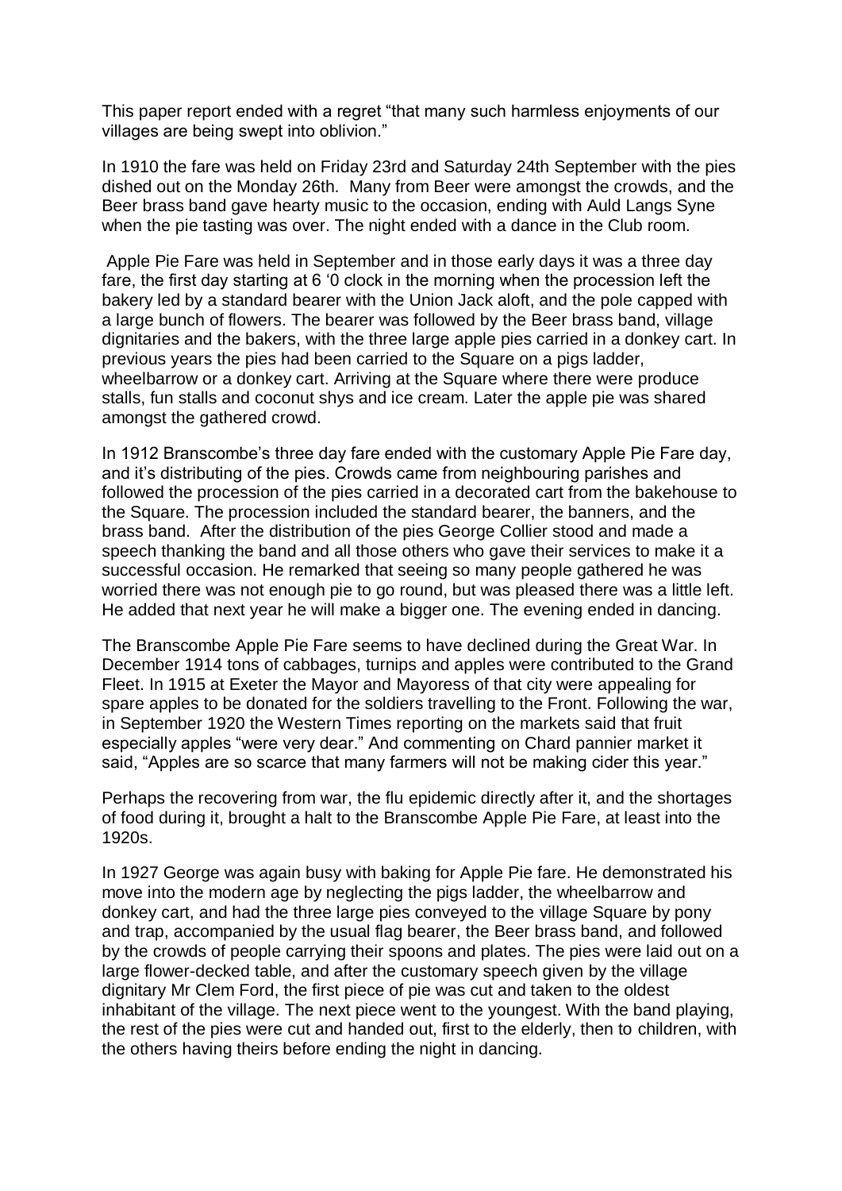This paper report ended with a regret "that many such harmless enjoyments of our villages are being swept into oblivion."

In 1910 the fare was held on Friday 23rd and Saturday 24th September with the pies dished out on the Monday 26th. Many from Beer were amongst the crowds, and the Beer brass band gave hearty music to the occasion, ending with Auld Langs Syne when the pie tasting was over. The night ended with a dance in the Club room.

Apple Pie Fare was held in September and in those early days it was a three day fare, the first day starting at 6 '0 clock in the morning when the procession left the bakery led by a standard bearer with the Union Jack aloft, and the pole capped with a large bunch of flowers. The bearer was followed by the Beer brass band, village dignitaries and the bakers, with the three large apple pies carried in a donkey cart. In previous years the pies had been carried to the Square on a pigs ladder, wheelbarrow or a donkey cart. Arriving at the Square where there were produce stalls, fun stalls and coconut shys and ice cream. Later the apple pie was shared amongst the gathered crowd.

In 1912 Branscombe's three day fare ended with the customary Apple Pie Fare day, and it's distributing of the pies. Crowds came from neighbouring parishes and followed the procession of the pies carried in a decorated cart from the bakehouse to the Square. The procession included the standard bearer, the banners, and the brass band. After the distribution of the pies George Collier stood and made a speech thanking the band and all those others who gave their services to make it a successful occasion. He remarked that seeing so many people gathered he was worried there was not enough pie to go round, but was pleased there was a little left. He added that next year he will make a bigger one. The evening ended in dancing.

The Branscombe Apple Pie Fare seems to have declined during the Great War. In December 1914 tons of cabbages, turnips and apples were contributed to the Grand Fleet. In 1915 at Exeter the Mayor and Mayoress of that city were appealing for spare apples to be donated for the soldiers travelling to the Front. Following the war, in September 1920 the Western Times reporting on the markets said that fruit especially apples "were very dear." And commenting on Chard pannier market it said, "Apples are so scarce that many farmers will not be making cider this year."

Perhaps the recovering from war, the flu epidemic directly after it, and the shortages of food during it, brought a halt to the Branscombe Apple Pie Fare, at least into the 1920s.

In 1927 George was again busy with baking for Apple Pie fare. He demonstrated his move into the modern age by neglecting the pigs ladder, the wheelbarrow and donkey cart, and had the three large pies conveyed to the village Square by pony and trap, accompanied by the usual flag bearer, the Beer brass band, and followed by the crowds of people carrying their spoons and plates. The pies were laid out on a large flower-decked table, and after the customary speech given by the village dignitary Mr Clem Ford, the first piece of pie was cut and taken to the oldest inhabitant of the village. The next piece went to the youngest. With the band playing, the rest of the pies were cut and handed out, first to the elderly, then to children, with the others having theirs before ending the night in dancing.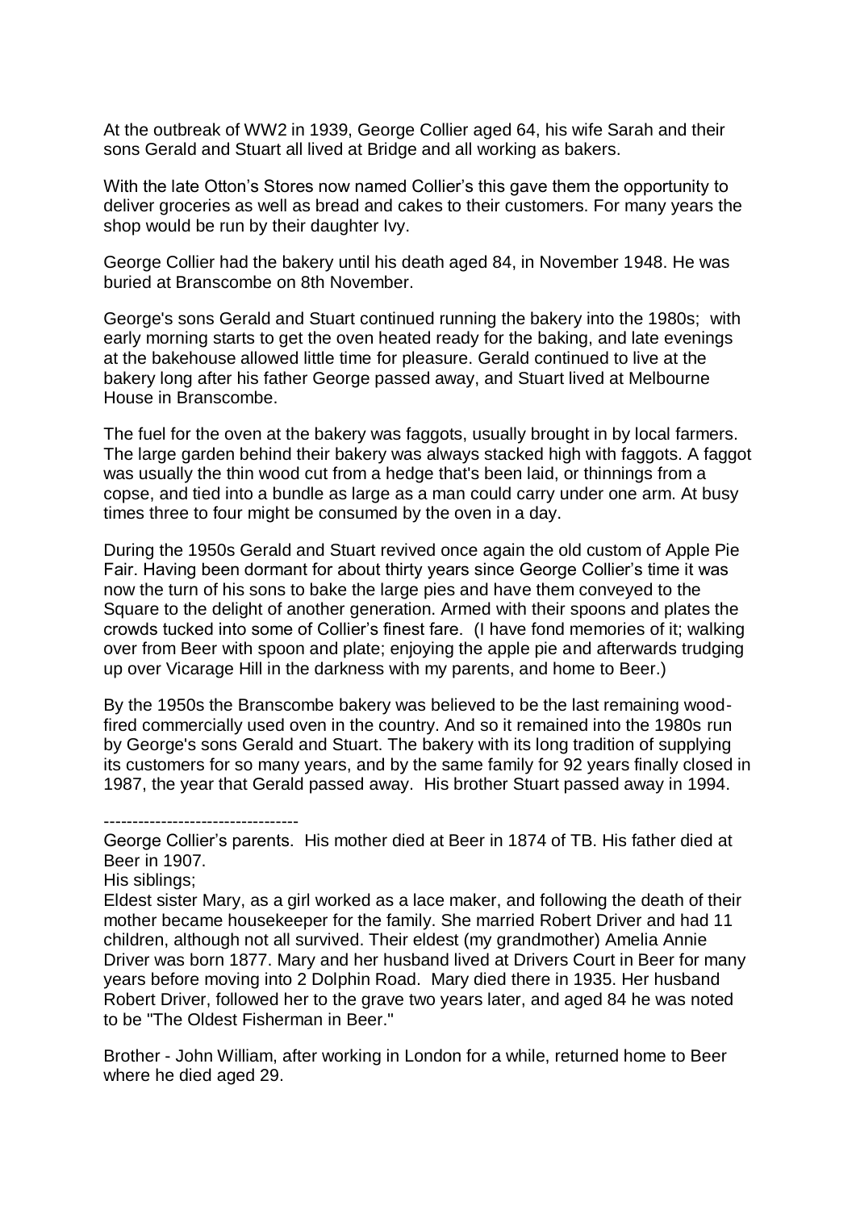At the outbreak of WW2 in 1939, George Collier aged 64, his wife Sarah and their sons Gerald and Stuart all lived at Bridge and all working as bakers.

With the late Otton's Stores now named Collier's this gave them the opportunity to deliver groceries as well as bread and cakes to their customers. For many years the shop would be run by their daughter Ivy.

George Collier had the bakery until his death aged 84, in November 1948. He was buried at Branscombe on 8th November.

George's sons Gerald and Stuart continued running the bakery into the 1980s; with early morning starts to get the oven heated ready for the baking, and late evenings at the bakehouse allowed little time for pleasure. Gerald continued to live at the bakery long after his father George passed away, and Stuart lived at Melbourne House in Branscombe.

The fuel for the oven at the bakery was faggots, usually brought in by local farmers. The large garden behind their bakery was always stacked high with faggots. A faggot was usually the thin wood cut from a hedge that's been laid, or thinnings from a copse, and tied into a bundle as large as a man could carry under one arm. At busy times three to four might be consumed by the oven in a day.

During the 1950s Gerald and Stuart revived once again the old custom of Apple Pie Fair. Having been dormant for about thirty years since George Collier's time it was now the turn of his sons to bake the large pies and have them conveyed to the Square to the delight of another generation. Armed with their spoons and plates the crowds tucked into some of Collier's finest fare. (I have fond memories of it; walking over from Beer with spoon and plate; enjoying the apple pie and afterwards trudging up over Vicarage Hill in the darkness with my parents, and home to Beer.)

By the 1950s the Branscombe bakery was believed to be the last remaining wood-fired commercially used oven in the country. And so it remained into the 1980s run by George's sons Gerald and Stuart. The bakery with its long tradition of supplying its customers for so many years, and by the same family for 92 years finally closed in 1987, the year that Gerald passed away. His brother Stuart passed away in 1994.

----------------------------------

George Collier's parents. His mother died at Beer in 1874 of TB. His father died at Beer in 1907.

His siblings;

Eldest sister Mary, as a girl worked as a lace maker, and following the death of their mother became housekeeper for the family. She married Robert Driver and had 11 children, although not all survived. Their eldest (my grandmother) Amelia Annie Driver was born 1877. Mary and her husband lived at Drivers Court in Beer for many years before moving into 2 Dolphin Road. Mary died there in 1935. Her husband Robert Driver, followed her to the grave two years later, and aged 84 he was noted to be "The Oldest Fisherman in Beer."

Brother - John William, after working in London for a while, returned home to Beer where he died aged 29.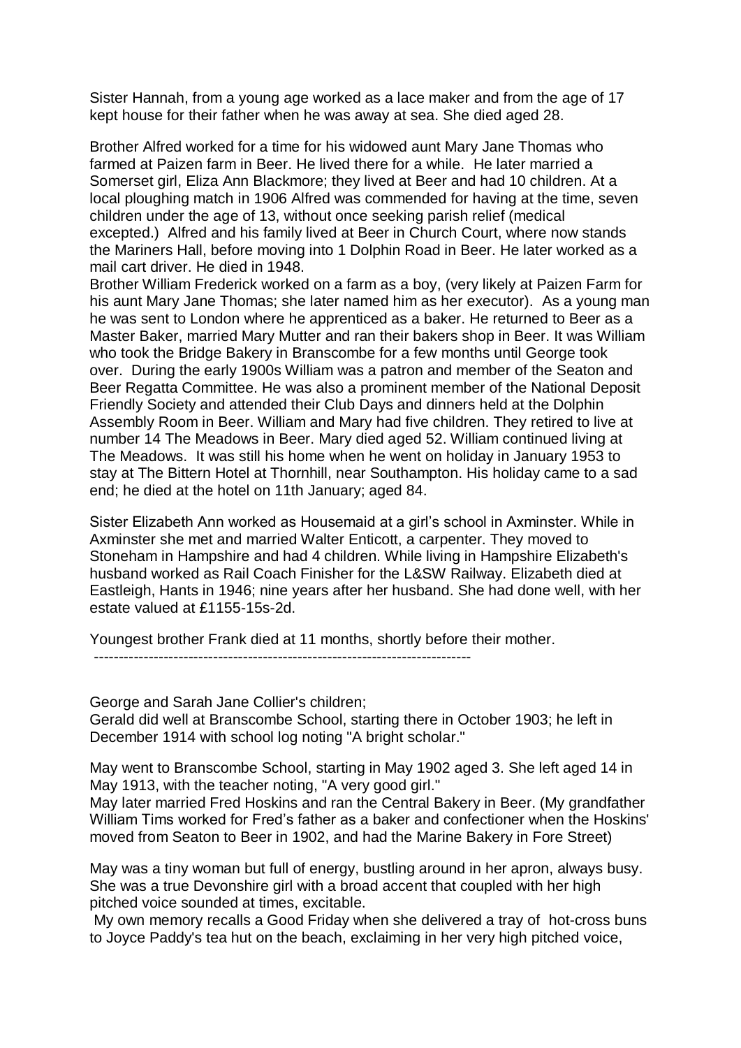Sister Hannah, from a young age worked as a lace maker and from the age of 17 kept house for their father when he was away at sea. She died aged 28.

Brother Alfred worked for a time for his widowed aunt Mary Jane Thomas who farmed at Paizen farm in Beer. He lived there for a while. He later married a Somerset girl, Eliza Ann Blackmore; they lived at Beer and had 10 children. At a local ploughing match in 1906 Alfred was commended for having at the time, seven children under the age of 13, without once seeking parish relief (medical excepted.) Alfred and his family lived at Beer in Church Court, where now stands the Mariners Hall, before moving into 1 Dolphin Road in Beer. He later worked as a mail cart driver. He died in 1948.

Brother William Frederick worked on a farm as a boy, (very likely at Paizen Farm for his aunt Mary Jane Thomas; she later named him as her executor). As a young man he was sent to London where he apprenticed as a baker. He returned to Beer as a Master Baker, married Mary Mutter and ran their bakers shop in Beer. It was William who took the Bridge Bakery in Branscombe for a few months until George took over. During the early 1900s William was a patron and member of the Seaton and Beer Regatta Committee. He was also a prominent member of the National Deposit Friendly Society and attended their Club Days and dinners held at the Dolphin Assembly Room in Beer. William and Mary had five children. They retired to live at number 14 The Meadows in Beer. Mary died aged 52. William continued living at The Meadows. It was still his home when he went on holiday in January 1953 to stay at The Bittern Hotel at Thornhill, near Southampton. His holiday came to a sad end; he died at the hotel on 11th January; aged 84.

Sister Elizabeth Ann worked as Housemaid at a girl's school in Axminster. While in Axminster she met and married Walter Enticott, a carpenter. They moved to Stoneham in Hampshire and had 4 children. While living in Hampshire Elizabeth's husband worked as Rail Coach Finisher for the L&SW Railway. Elizabeth died at Eastleigh, Hants in 1946; nine years after her husband. She had done well, with her estate valued at £1155-15s-2d.

Youngest brother Frank died at 11 months, shortly before their mother.

---

George and Sarah Jane Collier's children;

Gerald did well at Branscombe School, starting there in October 1903; he left in December 1914 with school log noting "A bright scholar."

May went to Branscombe School, starting in May 1902 aged 3. She left aged 14 in May 1913, with the teacher noting, "A very good girl."

May later married Fred Hoskins and ran the Central Bakery in Beer. (My grandfather William Tims worked for Fred's father as a baker and confectioner when the Hoskins' moved from Seaton to Beer in 1902, and had the Marine Bakery in Fore Street)

May was a tiny woman but full of energy, bustling around in her apron, always busy. She was a true Devonshire girl with a broad accent that coupled with her high pitched voice sounded at times, excitable.

My own memory recalls a Good Friday when she delivered a tray of hot-cross buns to Joyce Paddy's tea hut on the beach, exclaiming in her very high pitched voice,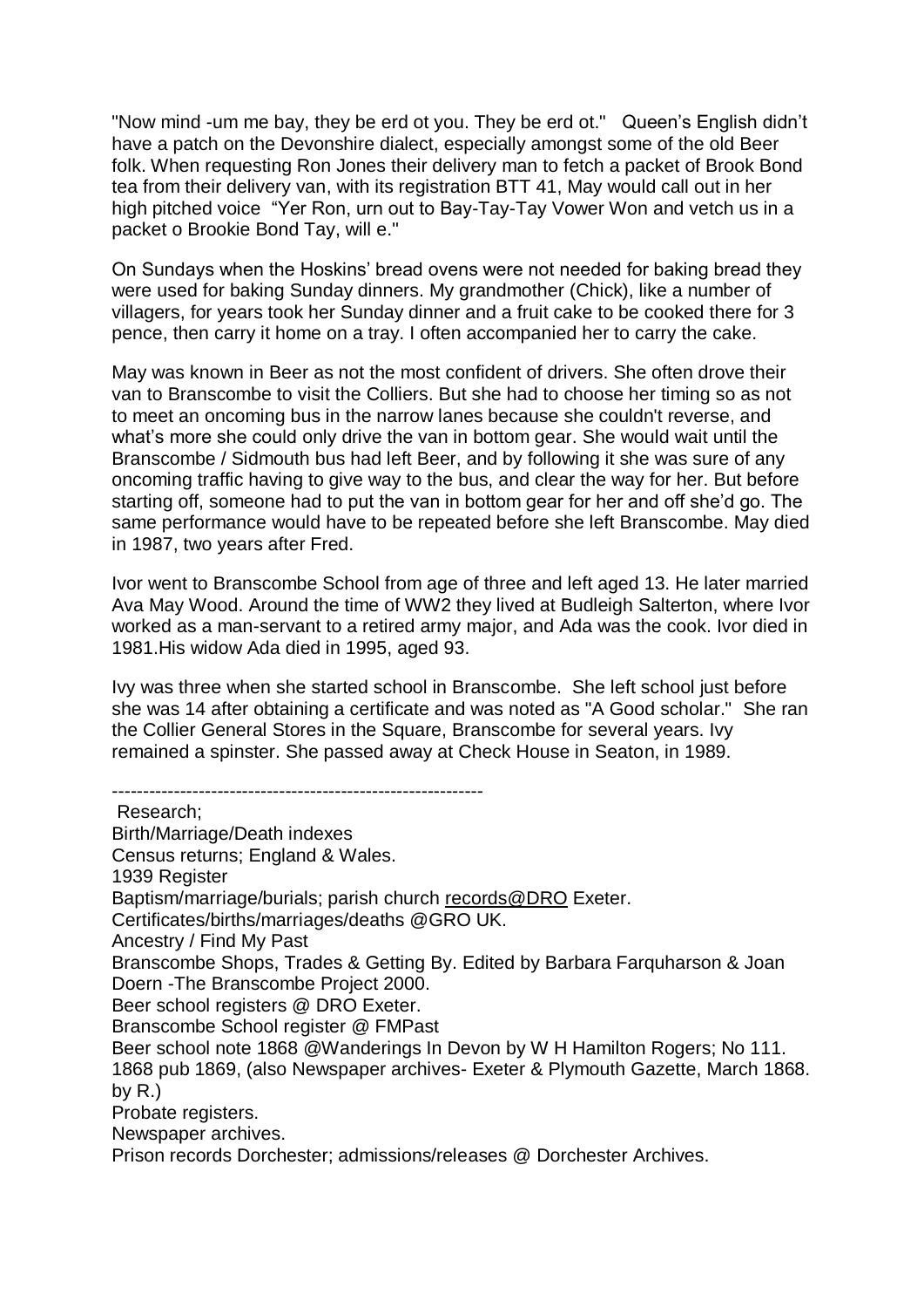"Now mind -um me bay, they be erd ot you. They be erd ot." Queen's English didn't have a patch on the Devonshire dialect, especially amongst some of the old Beer folk. When requesting Ron Jones their delivery man to fetch a packet of Brook Bond tea from their delivery van, with its registration BTT 41, May would call out in her high pitched voice "Yer Ron, urn out to Bay-Tay-Tay Vower Won and vetch us in a packet o Brookie Bond Tay, will e."

On Sundays when the Hoskins' bread ovens were not needed for baking bread they were used for baking Sunday dinners. My grandmother (Chick), like a number of villagers, for years took her Sunday dinner and a fruit cake to be cooked there for 3 pence, then carry it home on a tray. I often accompanied her to carry the cake.

May was known in Beer as not the most confident of drivers. She often drove their van to Branscombe to visit the Colliers. But she had to choose her timing so as not to meet an oncoming bus in the narrow lanes because she couldn't reverse, and what's more she could only drive the van in bottom gear. She would wait until the Branscombe / Sidmouth bus had left Beer, and by following it she was sure of any oncoming traffic having to give way to the bus, and clear the way for her. But before starting off, someone had to put the van in bottom gear for her and off she'd go. The same performance would have to be repeated before she left Branscombe. May died in 1987, two years after Fred.

Ivor went to Branscombe School from age of three and left aged 13. He later married Ava May Wood. Around the time of WW2 they lived at Budleigh Salterton, where Ivor worked as a man-servant to a retired army major, and Ada was the cook. Ivor died in 1981.His widow Ada died in 1995, aged 93.

Ivy was three when she started school in Branscombe. She left school just before she was 14 after obtaining a certificate and was noted as "A Good scholar." She ran the Collier General Stores in the Square, Branscombe for several years. Ivy remained a spinster. She passed away at Check House in Seaton, in 1989.

------------------------------------------------------------

Research;
Birth/Marriage/Death indexes
Census returns; England & Wales.
1939 Register
Baptism/marriage/burials; parish church records@DRO Exeter.
Certificates/births/marriages/deaths @GRO UK.
Ancestry / Find My Past
Branscombe Shops, Trades & Getting By. Edited by Barbara Farquharson & Joan Doern -The Branscombe Project 2000.
Beer school registers @ DRO Exeter.
Branscombe School register @ FMPast
Beer school note 1868 @Wanderings In Devon by W H Hamilton Rogers; No 111. 1868 pub 1869, (also Newspaper archives- Exeter & Plymouth Gazette, March 1868. by R.)
Probate registers.
Newspaper archives.
Prison records Dorchester; admissions/releases @ Dorchester Archives.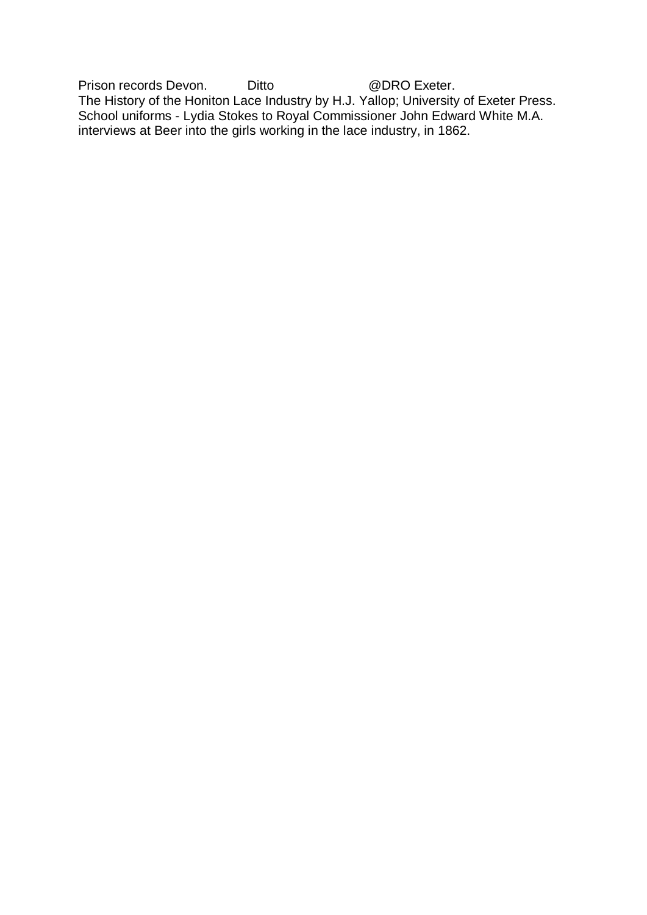Prison records Devon.     Ditto     @DRO Exeter.
The History of the Honiton Lace Industry by H.J. Yallop; University of Exeter Press.
School uniforms - Lydia Stokes to Royal Commissioner John Edward White M.A. interviews at Beer into the girls working in the lace industry, in 1862.